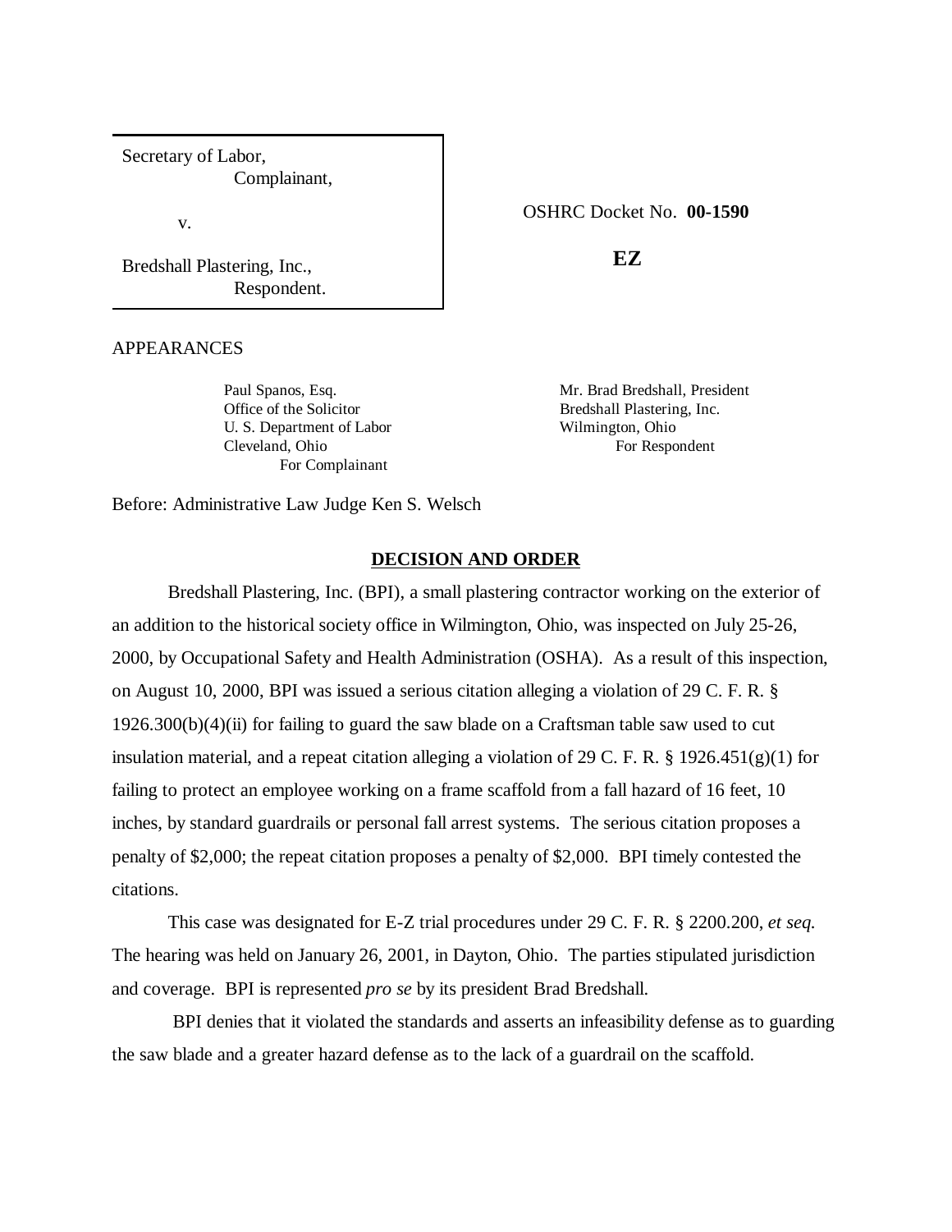| | |
|---|---|
| Secretary of Labor,<br>Complainant,<br><br>v.<br><br>Bredshall Plastering, Inc.,<br>Respondent. | OSHRC Docket No. **00-1590**<br><br>**EZ** |

APPEARANCES

Paul Spanos, Esq.
Office of the Solicitor
U. S. Department of Labor
Cleveland, Ohio
For Complainant

Mr. Brad Bredshall, President
Bredshall Plastering, Inc.
Wilmington, Ohio
For Respondent

Before: Administrative Law Judge Ken S. Welsch

## DECISION AND ORDER

Bredshall Plastering, Inc. (BPI), a small plastering contractor working on the exterior of an addition to the historical society office in Wilmington, Ohio, was inspected on July 25-26, 2000, by Occupational Safety and Health Administration (OSHA). As a result of this inspection, on August 10, 2000, BPI was issued a serious citation alleging a violation of 29 C. F. R. § 1926.300(b)(4)(ii) for failing to guard the saw blade on a Craftsman table saw used to cut insulation material, and a repeat citation alleging a violation of 29 C. F. R. § 1926.451(g)(1) for failing to protect an employee working on a frame scaffold from a fall hazard of 16 feet, 10 inches, by standard guardrails or personal fall arrest systems. The serious citation proposes a penalty of $2,000; the repeat citation proposes a penalty of $2,000. BPI timely contested the citations.

This case was designated for E-Z trial procedures under 29 C. F. R. § 2200.200, *et seq.* The hearing was held on January 26, 2001, in Dayton, Ohio. The parties stipulated jurisdiction and coverage. BPI is represented *pro se* by its president Brad Bredshall.

BPI denies that it violated the standards and asserts an infeasibility defense as to guarding the saw blade and a greater hazard defense as to the lack of a guardrail on the scaffold.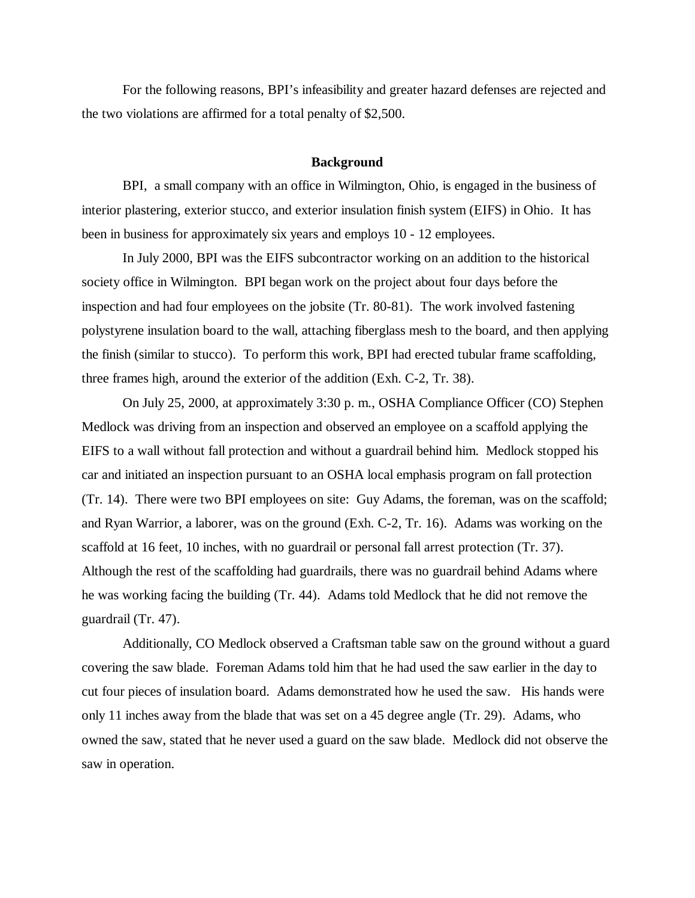For the following reasons, BPI's infeasibility and greater hazard defenses are rejected and the two violations are affirmed for a total penalty of $2,500.

## Background

BPI, a small company with an office in Wilmington, Ohio, is engaged in the business of interior plastering, exterior stucco, and exterior insulation finish system (EIFS) in Ohio. It has been in business for approximately six years and employs 10 - 12 employees.

In July 2000, BPI was the EIFS subcontractor working on an addition to the historical society office in Wilmington. BPI began work on the project about four days before the inspection and had four employees on the jobsite (Tr. 80-81). The work involved fastening polystyrene insulation board to the wall, attaching fiberglass mesh to the board, and then applying the finish (similar to stucco). To perform this work, BPI had erected tubular frame scaffolding, three frames high, around the exterior of the addition (Exh. C-2, Tr. 38).

On July 25, 2000, at approximately 3:30 p. m., OSHA Compliance Officer (CO) Stephen Medlock was driving from an inspection and observed an employee on a scaffold applying the EIFS to a wall without fall protection and without a guardrail behind him. Medlock stopped his car and initiated an inspection pursuant to an OSHA local emphasis program on fall protection (Tr. 14). There were two BPI employees on site: Guy Adams, the foreman, was on the scaffold; and Ryan Warrior, a laborer, was on the ground (Exh. C-2, Tr. 16). Adams was working on the scaffold at 16 feet, 10 inches, with no guardrail or personal fall arrest protection (Tr. 37). Although the rest of the scaffolding had guardrails, there was no guardrail behind Adams where he was working facing the building (Tr. 44). Adams told Medlock that he did not remove the guardrail (Tr. 47).

Additionally, CO Medlock observed a Craftsman table saw on the ground without a guard covering the saw blade. Foreman Adams told him that he had used the saw earlier in the day to cut four pieces of insulation board. Adams demonstrated how he used the saw. His hands were only 11 inches away from the blade that was set on a 45 degree angle (Tr. 29). Adams, who owned the saw, stated that he never used a guard on the saw blade. Medlock did not observe the saw in operation.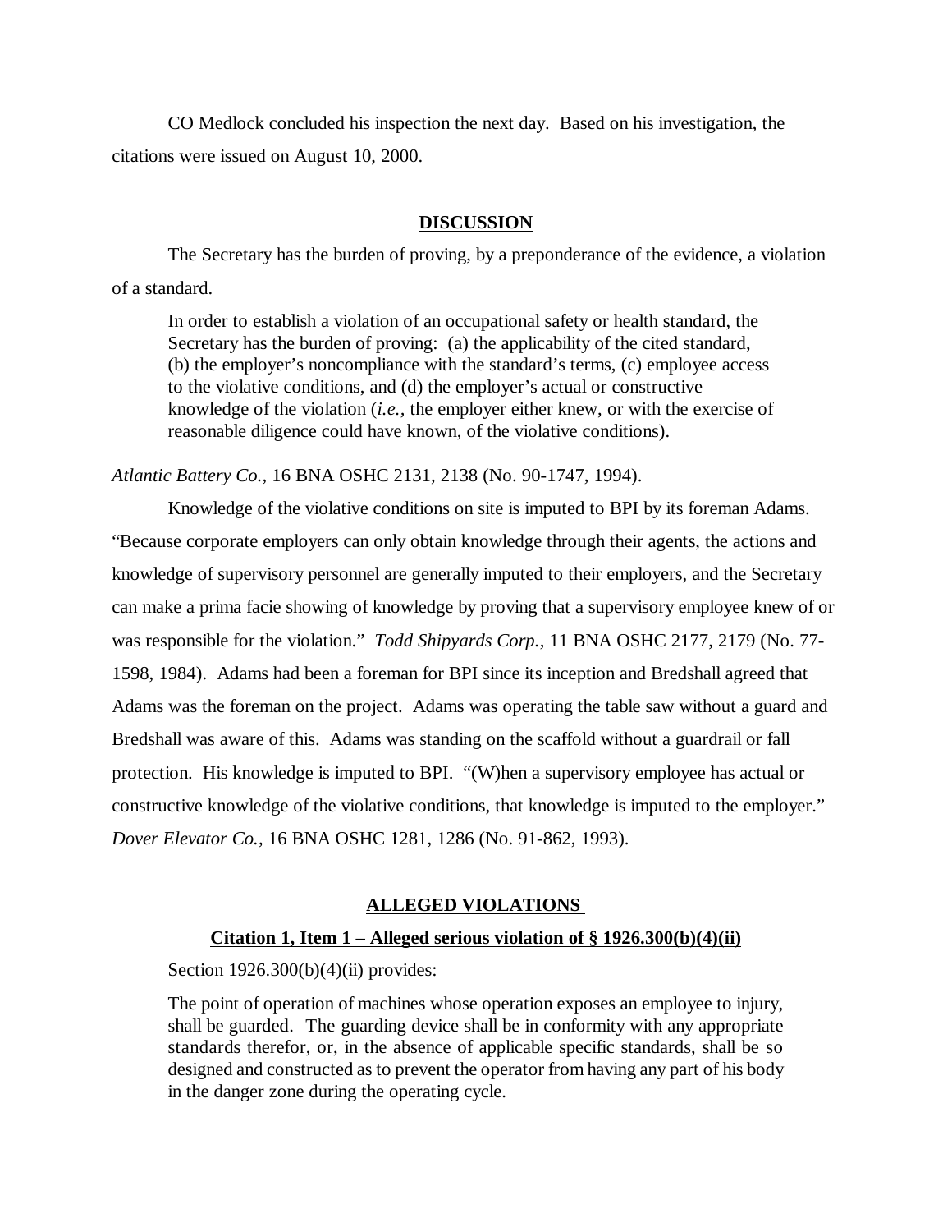CO Medlock concluded his inspection the next day. Based on his investigation, the citations were issued on August 10, 2000.

## DISCUSSION

The Secretary has the burden of proving, by a preponderance of the evidence, a violation of a standard.

> In order to establish a violation of an occupational safety or health standard, the Secretary has the burden of proving: (a) the applicability of the cited standard, (b) the employer's noncompliance with the standard's terms, (c) employee access to the violative conditions, and (d) the employer's actual or constructive knowledge of the violation (*i.e.,* the employer either knew, or with the exercise of reasonable diligence could have known, of the violative conditions).

*Atlantic Battery Co.,* 16 BNA OSHC 2131, 2138 (No. 90-1747, 1994).

Knowledge of the violative conditions on site is imputed to BPI by its foreman Adams. "Because corporate employers can only obtain knowledge through their agents, the actions and knowledge of supervisory personnel are generally imputed to their employers, and the Secretary can make a prima facie showing of knowledge by proving that a supervisory employee knew of or was responsible for the violation." *Todd Shipyards Corp.,* 11 BNA OSHC 2177, 2179 (No. 77-1598, 1984). Adams had been a foreman for BPI since its inception and Bredshall agreed that Adams was the foreman on the project. Adams was operating the table saw without a guard and Bredshall was aware of this. Adams was standing on the scaffold without a guardrail or fall protection. His knowledge is imputed to BPI. "(W)hen a supervisory employee has actual or constructive knowledge of the violative conditions, that knowledge is imputed to the employer." *Dover Elevator Co.,* 16 BNA OSHC 1281, 1286 (No. 91-862, 1993).

## ALLEGED VIOLATIONS

### Citation 1, Item 1 – Alleged serious violation of § 1926.300(b)(4)(ii)

Section 1926.300(b)(4)(ii) provides:

> The point of operation of machines whose operation exposes an employee to injury, shall be guarded. The guarding device shall be in conformity with any appropriate standards therefor, or, in the absence of applicable specific standards, shall be so designed and constructed as to prevent the operator from having any part of his body in the danger zone during the operating cycle.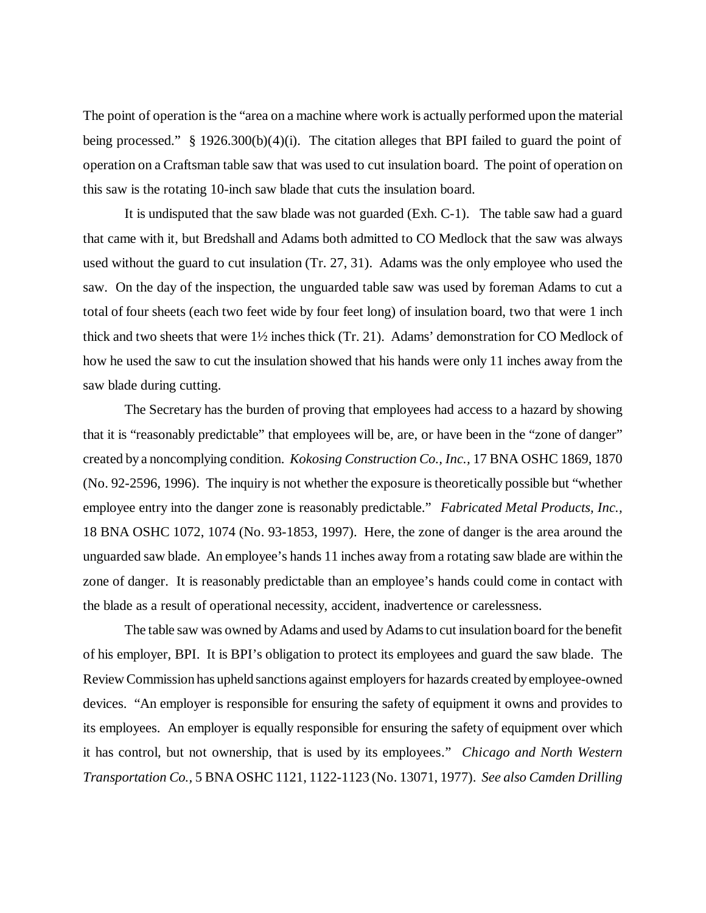The point of operation is the "area on a machine where work is actually performed upon the material being processed." § 1926.300(b)(4)(i). The citation alleges that BPI failed to guard the point of operation on a Craftsman table saw that was used to cut insulation board. The point of operation on this saw is the rotating 10-inch saw blade that cuts the insulation board.

It is undisputed that the saw blade was not guarded (Exh. C-1). The table saw had a guard that came with it, but Bredshall and Adams both admitted to CO Medlock that the saw was always used without the guard to cut insulation (Tr. 27, 31). Adams was the only employee who used the saw. On the day of the inspection, the unguarded table saw was used by foreman Adams to cut a total of four sheets (each two feet wide by four feet long) of insulation board, two that were 1 inch thick and two sheets that were 1½ inches thick (Tr. 21). Adams' demonstration for CO Medlock of how he used the saw to cut the insulation showed that his hands were only 11 inches away from the saw blade during cutting.

The Secretary has the burden of proving that employees had access to a hazard by showing that it is "reasonably predictable" that employees will be, are, or have been in the "zone of danger" created by a noncomplying condition. *Kokosing Construction Co., Inc.,* 17 BNA OSHC 1869, 1870 (No. 92-2596, 1996). The inquiry is not whether the exposure is theoretically possible but "whether employee entry into the danger zone is reasonably predictable." *Fabricated Metal Products, Inc.,* 18 BNA OSHC 1072, 1074 (No. 93-1853, 1997). Here, the zone of danger is the area around the unguarded saw blade. An employee's hands 11 inches away from a rotating saw blade are within the zone of danger. It is reasonably predictable than an employee's hands could come in contact with the blade as a result of operational necessity, accident, inadvertence or carelessness.

The table saw was owned by Adams and used by Adams to cut insulation board for the benefit of his employer, BPI. It is BPI's obligation to protect its employees and guard the saw blade. The Review Commission has upheld sanctions against employers for hazards created by employee-owned devices. "An employer is responsible for ensuring the safety of equipment it owns and provides to its employees. An employer is equally responsible for ensuring the safety of equipment over which it has control, but not ownership, that is used by its employees." *Chicago and North Western Transportation Co.,* 5 BNA OSHC 1121, 1122-1123 (No. 13071, 1977). *See also Camden Drilling*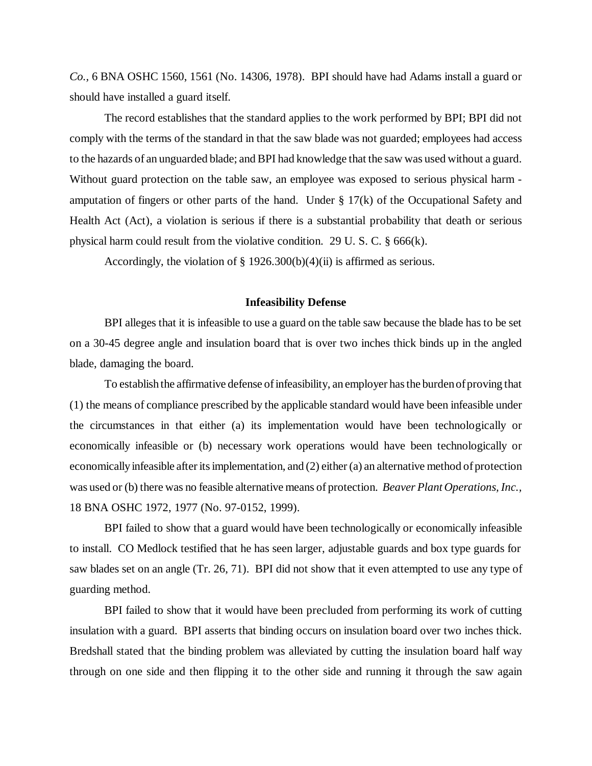*Co.*, 6 BNA OSHC 1560, 1561 (No. 14306, 1978). BPI should have had Adams install a guard or should have installed a guard itself.

The record establishes that the standard applies to the work performed by BPI; BPI did not comply with the terms of the standard in that the saw blade was not guarded; employees had access to the hazards of an unguarded blade; and BPI had knowledge that the saw was used without a guard. Without guard protection on the table saw, an employee was exposed to serious physical harm - amputation of fingers or other parts of the hand. Under § 17(k) of the Occupational Safety and Health Act (Act), a violation is serious if there is a substantial probability that death or serious physical harm could result from the violative condition. 29 U. S. C. § 666(k).

Accordingly, the violation of § 1926.300(b)(4)(ii) is affirmed as serious.

**Infeasibility Defense**

BPI alleges that it is infeasible to use a guard on the table saw because the blade has to be set on a 30-45 degree angle and insulation board that is over two inches thick binds up in the angled blade, damaging the board.

To establish the affirmative defense of infeasibility, an employer has the burden of proving that (1) the means of compliance prescribed by the applicable standard would have been infeasible under the circumstances in that either (a) its implementation would have been technologically or economically infeasible or (b) necessary work operations would have been technologically or economically infeasible after its implementation, and (2) either (a) an alternative method of protection was used or (b) there was no feasible alternative means of protection. *Beaver Plant Operations, Inc.*, 18 BNA OSHC 1972, 1977 (No. 97-0152, 1999).

BPI failed to show that a guard would have been technologically or economically infeasible to install. CO Medlock testified that he has seen larger, adjustable guards and box type guards for saw blades set on an angle (Tr. 26, 71). BPI did not show that it even attempted to use any type of guarding method.

BPI failed to show that it would have been precluded from performing its work of cutting insulation with a guard. BPI asserts that binding occurs on insulation board over two inches thick. Bredshall stated that the binding problem was alleviated by cutting the insulation board half way through on one side and then flipping it to the other side and running it through the saw again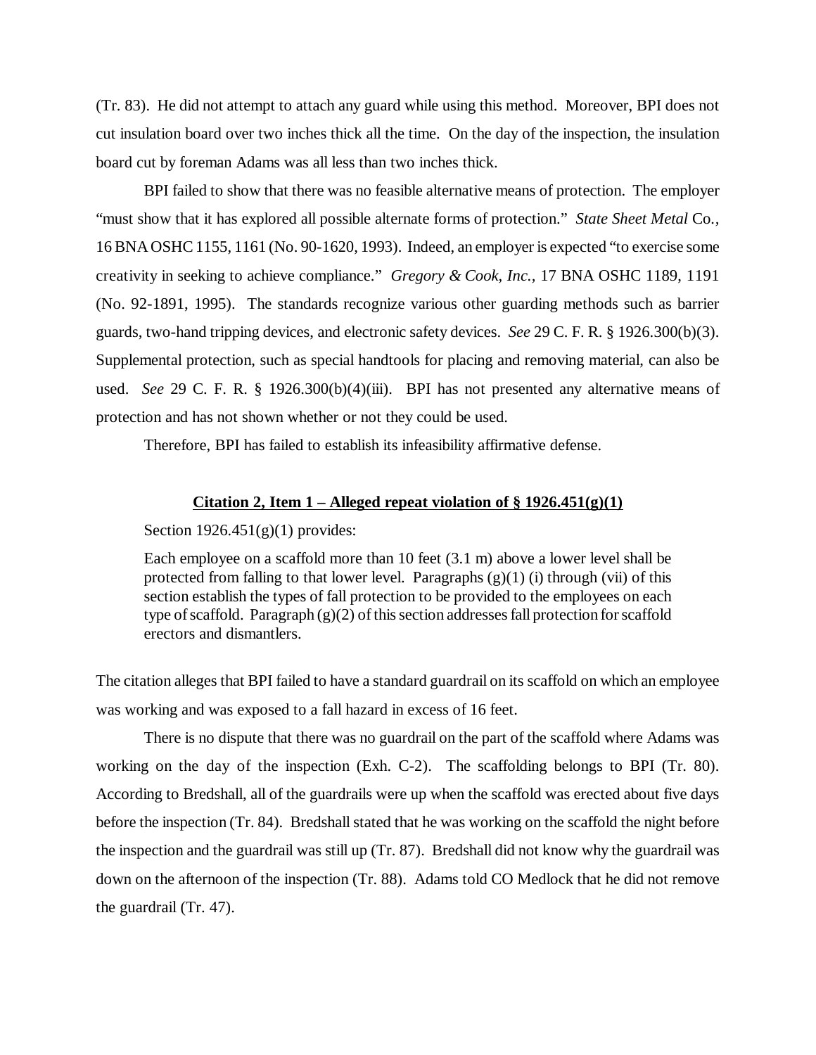(Tr. 83). He did not attempt to attach any guard while using this method. Moreover, BPI does not cut insulation board over two inches thick all the time. On the day of the inspection, the insulation board cut by foreman Adams was all less than two inches thick.

BPI failed to show that there was no feasible alternative means of protection. The employer "must show that it has explored all possible alternate forms of protection." *State Sheet Metal* Co., 16 BNA OSHC 1155, 1161 (No. 90-1620, 1993). Indeed, an employer is expected "to exercise some creativity in seeking to achieve compliance." *Gregory & Cook, Inc.,* 17 BNA OSHC 1189, 1191 (No. 92-1891, 1995). The standards recognize various other guarding methods such as barrier guards, two-hand tripping devices, and electronic safety devices. *See* 29 C. F. R. § 1926.300(b)(3). Supplemental protection, such as special handtools for placing and removing material, can also be used. *See* 29 C. F. R. § 1926.300(b)(4)(iii). BPI has not presented any alternative means of protection and has not shown whether or not they could be used.

Therefore, BPI has failed to establish its infeasibility affirmative defense.

**Citation 2, Item 1 – Alleged repeat violation of § 1926.451(g)(1)**

Section 1926.451(g)(1) provides:

> Each employee on a scaffold more than 10 feet (3.1 m) above a lower level shall be protected from falling to that lower level. Paragraphs (g)(1) (i) through (vii) of this section establish the types of fall protection to be provided to the employees on each type of scaffold. Paragraph (g)(2) of this section addresses fall protection for scaffold erectors and dismantlers.

The citation alleges that BPI failed to have a standard guardrail on its scaffold on which an employee was working and was exposed to a fall hazard in excess of 16 feet.

There is no dispute that there was no guardrail on the part of the scaffold where Adams was working on the day of the inspection (Exh. C-2). The scaffolding belongs to BPI (Tr. 80). According to Bredshall, all of the guardrails were up when the scaffold was erected about five days before the inspection (Tr. 84). Bredshall stated that he was working on the scaffold the night before the inspection and the guardrail was still up (Tr. 87). Bredshall did not know why the guardrail was down on the afternoon of the inspection (Tr. 88). Adams told CO Medlock that he did not remove the guardrail (Tr. 47).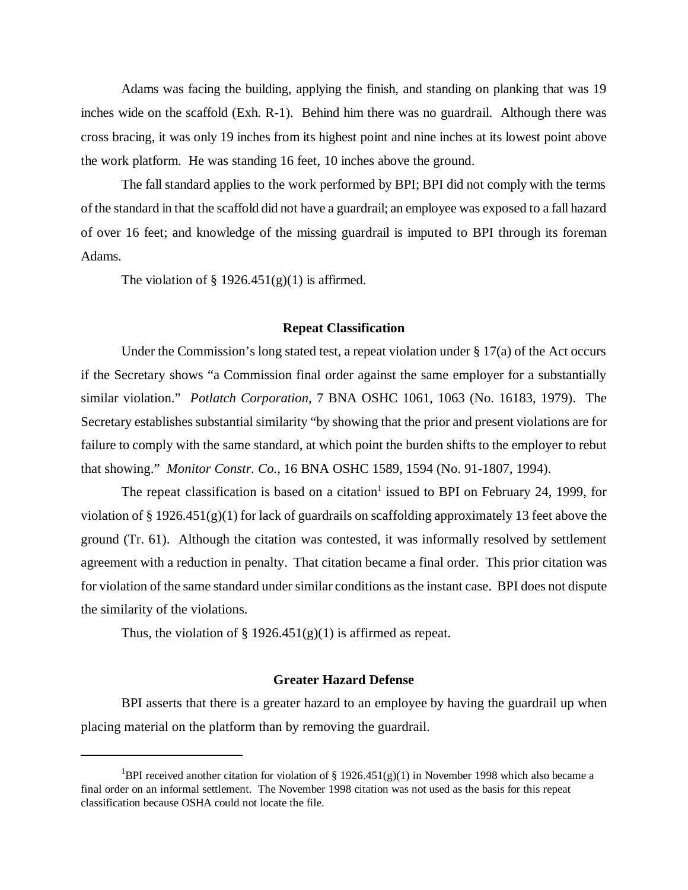Adams was facing the building, applying the finish, and standing on planking that was 19 inches wide on the scaffold (Exh. R-1). Behind him there was no guardrail. Although there was cross bracing, it was only 19 inches from its highest point and nine inches at its lowest point above the work platform. He was standing 16 feet, 10 inches above the ground.

The fall standard applies to the work performed by BPI; BPI did not comply with the terms of the standard in that the scaffold did not have a guardrail; an employee was exposed to a fall hazard of over 16 feet; and knowledge of the missing guardrail is imputed to BPI through its foreman Adams.

The violation of § 1926.451(g)(1) is affirmed.

### Repeat Classification

Under the Commission's long stated test, a repeat violation under § 17(a) of the Act occurs if the Secretary shows "a Commission final order against the same employer for a substantially similar violation." *Potlatch Corporation,* 7 BNA OSHC 1061, 1063 (No. 16183, 1979). The Secretary establishes substantial similarity "by showing that the prior and present violations are for failure to comply with the same standard, at which point the burden shifts to the employer to rebut that showing." *Monitor Constr. Co.,* 16 BNA OSHC 1589, 1594 (No. 91-1807, 1994).

The repeat classification is based on a citation[1] issued to BPI on February 24, 1999, for violation of § 1926.451(g)(1) for lack of guardrails on scaffolding approximately 13 feet above the ground (Tr. 61). Although the citation was contested, it was informally resolved by settlement agreement with a reduction in penalty. That citation became a final order. This prior citation was for violation of the same standard under similar conditions as the instant case. BPI does not dispute the similarity of the violations.

Thus, the violation of § 1926.451(g)(1) is affirmed as repeat.

### Greater Hazard Defense

BPI asserts that there is a greater hazard to an employee by having the guardrail up when placing material on the platform than by removing the guardrail.

---

[1]BPI received another citation for violation of § 1926.451(g)(1) in November 1998 which also became a final order on an informal settlement. The November 1998 citation was not used as the basis for this repeat classification because OSHA could not locate the file.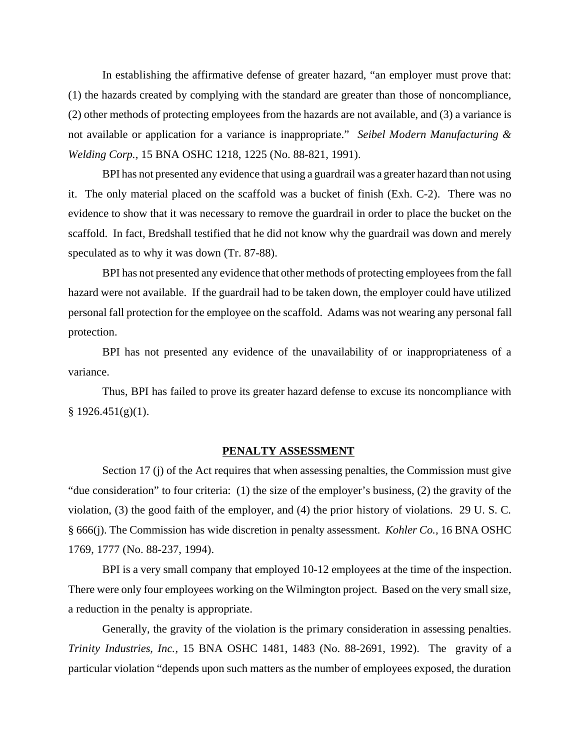In establishing the affirmative defense of greater hazard, "an employer must prove that: (1) the hazards created by complying with the standard are greater than those of noncompliance, (2) other methods of protecting employees from the hazards are not available, and (3) a variance is not available or application for a variance is inappropriate." *Seibel Modern Manufacturing & Welding Corp.*, 15 BNA OSHC 1218, 1225 (No. 88-821, 1991).

BPI has not presented any evidence that using a guardrail was a greater hazard than not using it. The only material placed on the scaffold was a bucket of finish (Exh. C-2). There was no evidence to show that it was necessary to remove the guardrail in order to place the bucket on the scaffold. In fact, Bredshall testified that he did not know why the guardrail was down and merely speculated as to why it was down (Tr. 87-88).

BPI has not presented any evidence that other methods of protecting employees from the fall hazard were not available. If the guardrail had to be taken down, the employer could have utilized personal fall protection for the employee on the scaffold. Adams was not wearing any personal fall protection.

BPI has not presented any evidence of the unavailability of or inappropriateness of a variance.

Thus, BPI has failed to prove its greater hazard defense to excuse its noncompliance with § 1926.451(g)(1).

## PENALTY ASSESSMENT

Section 17 (j) of the Act requires that when assessing penalties, the Commission must give "due consideration" to four criteria: (1) the size of the employer's business, (2) the gravity of the violation, (3) the good faith of the employer, and (4) the prior history of violations. 29 U. S. C. § 666(j). The Commission has wide discretion in penalty assessment. *Kohler Co.*, 16 BNA OSHC 1769, 1777 (No. 88-237, 1994).

BPI is a very small company that employed 10-12 employees at the time of the inspection. There were only four employees working on the Wilmington project. Based on the very small size, a reduction in the penalty is appropriate.

Generally, the gravity of the violation is the primary consideration in assessing penalties. *Trinity Industries, Inc.*, 15 BNA OSHC 1481, 1483 (No. 88-2691, 1992). The gravity of a particular violation "depends upon such matters as the number of employees exposed, the duration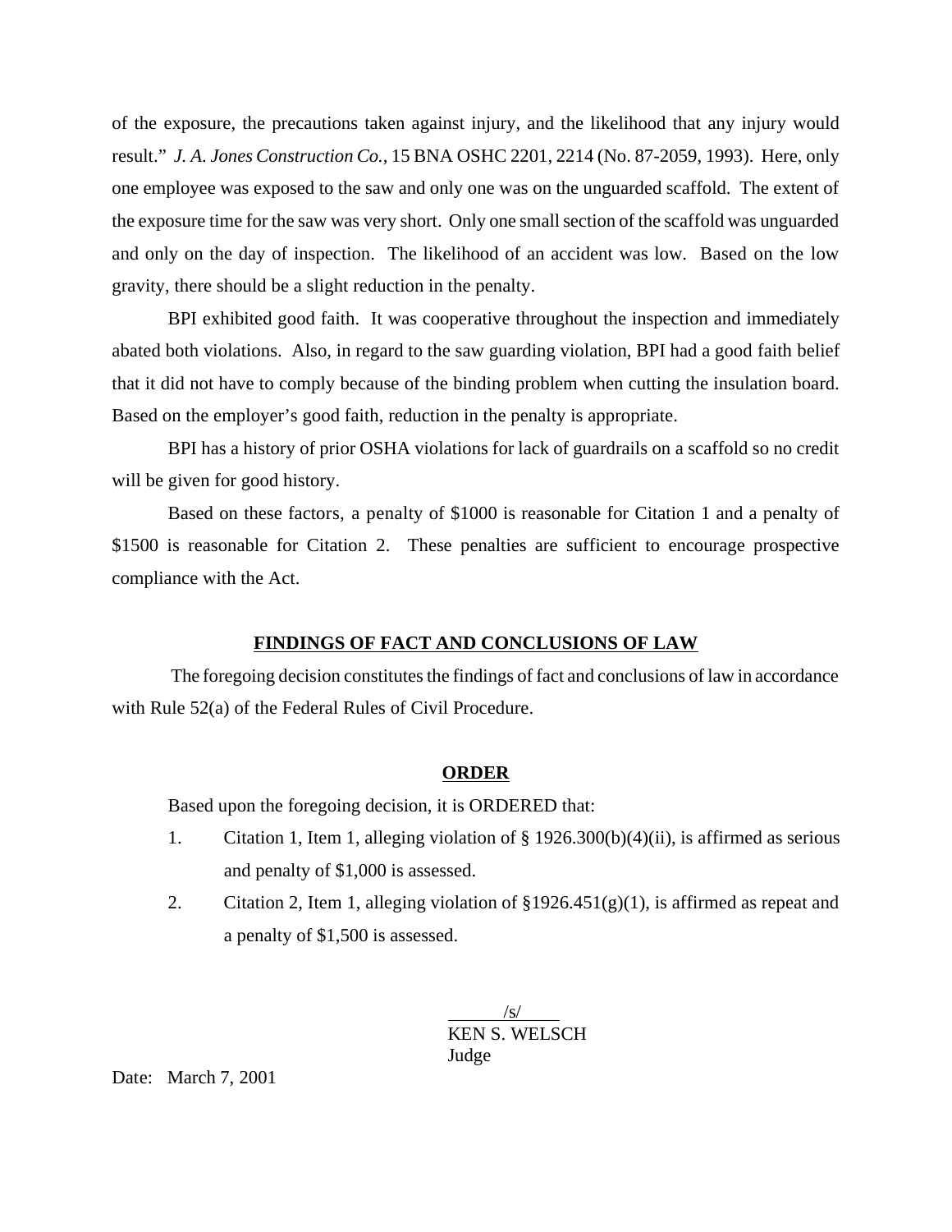of the exposure, the precautions taken against injury, and the likelihood that any injury would result." *J. A. Jones Construction Co.,* 15 BNA OSHC 2201, 2214 (No. 87-2059, 1993). Here, only one employee was exposed to the saw and only one was on the unguarded scaffold. The extent of the exposure time for the saw was very short. Only one small section of the scaffold was unguarded and only on the day of inspection. The likelihood of an accident was low. Based on the low gravity, there should be a slight reduction in the penalty.

BPI exhibited good faith. It was cooperative throughout the inspection and immediately abated both violations. Also, in regard to the saw guarding violation, BPI had a good faith belief that it did not have to comply because of the binding problem when cutting the insulation board. Based on the employer's good faith, reduction in the penalty is appropriate.

BPI has a history of prior OSHA violations for lack of guardrails on a scaffold so no credit will be given for good history.

Based on these factors, a penalty of $1000 is reasonable for Citation 1 and a penalty of $1500 is reasonable for Citation 2. These penalties are sufficient to encourage prospective compliance with the Act.

## FINDINGS OF FACT AND CONCLUSIONS OF LAW

The foregoing decision constitutes the findings of fact and conclusions of law in accordance with Rule 52(a) of the Federal Rules of Civil Procedure.

## ORDER

Based upon the foregoing decision, it is ORDERED that:

1. Citation 1, Item 1, alleging violation of § 1926.300(b)(4)(ii), is affirmed as serious and penalty of $1,000 is assessed.
2. Citation 2, Item 1, alleging violation of §1926.451(g)(1), is affirmed as repeat and a penalty of $1,500 is assessed.

/s/
KEN S. WELSCH
Judge

Date: March 7, 2001